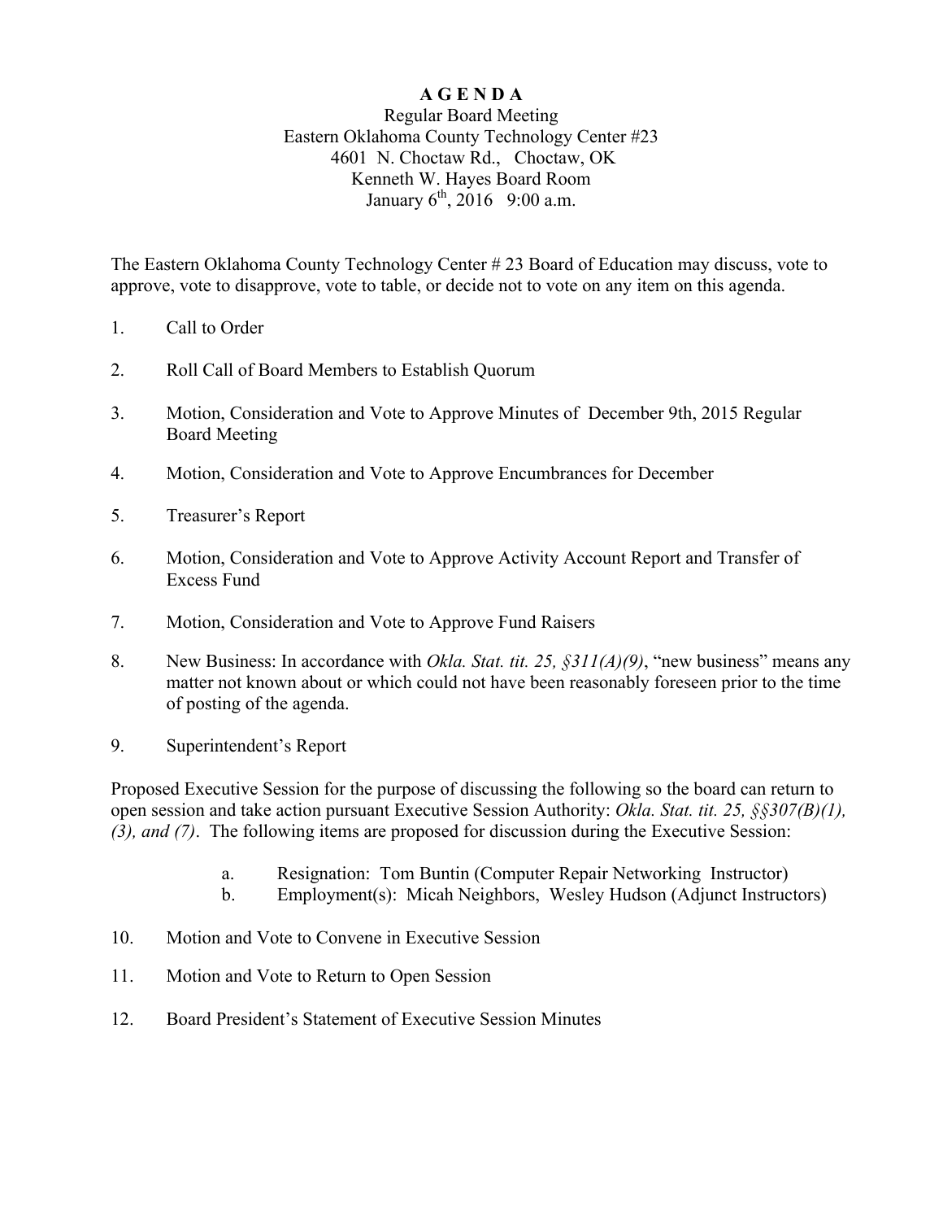# A G E N D A

Regular Board Meeting
Eastern Oklahoma County Technology Center #23
4601 N. Choctaw Rd., Choctaw, OK
Kenneth W. Hayes Board Room
January 6th, 2016 9:00 a.m.

The Eastern Oklahoma County Technology Center # 23 Board of Education may discuss, vote to approve, vote to disapprove, vote to table, or decide not to vote on any item on this agenda.

1. Call to Order

2. Roll Call of Board Members to Establish Quorum

3. Motion, Consideration and Vote to Approve Minutes of December 9th, 2015 Regular Board Meeting

4. Motion, Consideration and Vote to Approve Encumbrances for December

5. Treasurer's Report

6. Motion, Consideration and Vote to Approve Activity Account Report and Transfer of Excess Fund

7. Motion, Consideration and Vote to Approve Fund Raisers

8. New Business: In accordance with *Okla. Stat. tit. 25, §311(A)(9)*, "new business" means any matter not known about or which could not have been reasonably foreseen prior to the time of posting of the agenda.

9. Superintendent's Report

Proposed Executive Session for the purpose of discussing the following so the board can return to open session and take action pursuant Executive Session Authority: *Okla. Stat. tit. 25, §§307(B)(1), (3), and (7)*. The following items are proposed for discussion during the Executive Session:

   a. Resignation: Tom Buntin (Computer Repair Networking Instructor)
   b. Employment(s): Micah Neighbors, Wesley Hudson (Adjunct Instructors)

10. Motion and Vote to Convene in Executive Session

11. Motion and Vote to Return to Open Session

12. Board President's Statement of Executive Session Minutes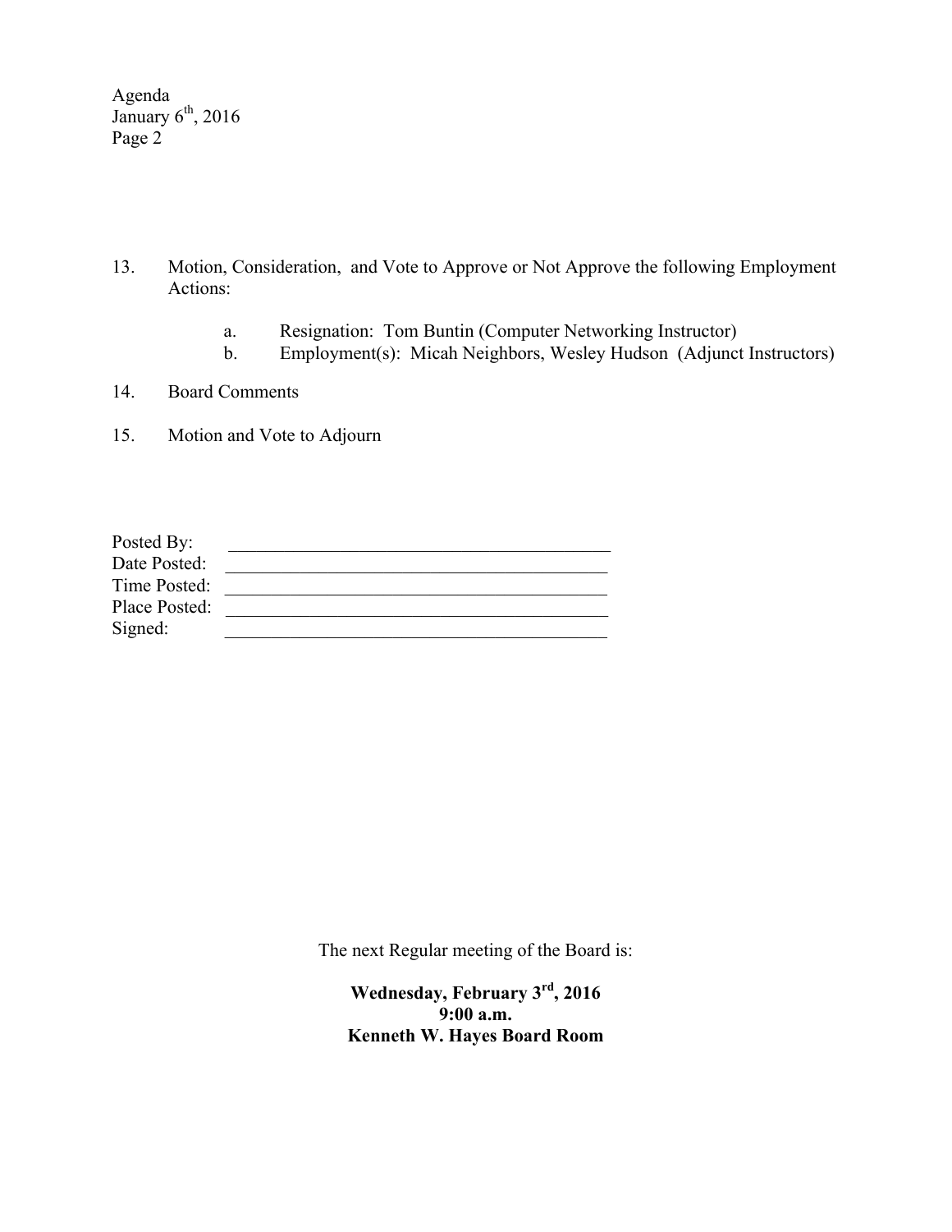13. Motion, Consideration, and Vote to Approve or Not Approve the following Employment Actions:

    a. Resignation: Tom Buntin (Computer Networking Instructor)
    b. Employment(s): Micah Neighbors, Wesley Hudson (Adjunct Instructors)

14. Board Comments

15. Motion and Vote to Adjourn

Posted By: ___________________________________________
Date Posted: ___________________________________________
Time Posted: ___________________________________________
Place Posted: ___________________________________________
Signed: ___________________________________________

The next Regular meeting of the Board is:

**Wednesday, February 3rd, 2016**
**9:00 a.m.**
**Kenneth W. Hayes Board Room**